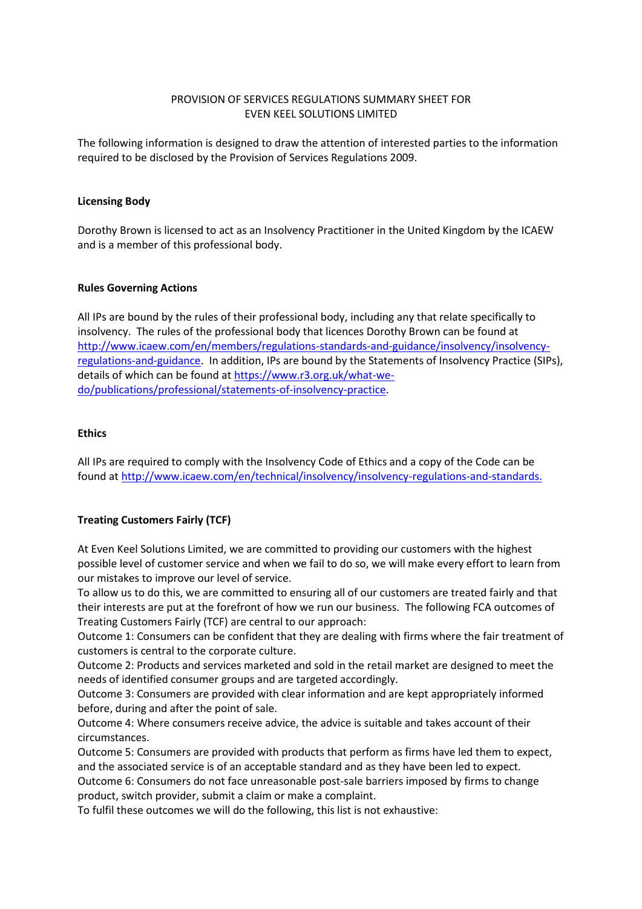# PROVISION OF SERVICES REGULATIONS SUMMARY SHEET FOR EVEN KEEL SOLUTIONS LIMITED

The following information is designed to draw the attention of interested parties to the information required to be disclosed by the Provision of Services Regulations 2009.

## Licensing Body

Dorothy Brown is licensed to act as an Insolvency Practitioner in the United Kingdom by the ICAEW and is a member of this professional body.

## Rules Governing Actions

All IPs are bound by the rules of their professional body, including any that relate specifically to insolvency. The rules of the professional body that licences Dorothy Brown can be found at http://www.icaew.com/en/members/regulations-standards-and-guidance/insolvency/insolvency-regulations-and-guidance. In addition, IPs are bound by the Statements of Insolvency Practice (SIPs), details of which can be found at https://www.r3.org.uk/what-we-do/publications/professional/statements-of-insolvency-practice.

## Ethics

All IPs are required to comply with the Insolvency Code of Ethics and a copy of the Code can be found at http://www.icaew.com/en/technical/insolvency/insolvency-regulations-and-standards.

## Treating Customers Fairly (TCF)

At Even Keel Solutions Limited, we are committed to providing our customers with the highest possible level of customer service and when we fail to do so, we will make every effort to learn from our mistakes to improve our level of service.

To allow us to do this, we are committed to ensuring all of our customers are treated fairly and that their interests are put at the forefront of how we run our business. The following FCA outcomes of Treating Customers Fairly (TCF) are central to our approach:

Outcome 1: Consumers can be confident that they are dealing with firms where the fair treatment of customers is central to the corporate culture.

Outcome 2: Products and services marketed and sold in the retail market are designed to meet the needs of identified consumer groups and are targeted accordingly.

Outcome 3: Consumers are provided with clear information and are kept appropriately informed before, during and after the point of sale.

Outcome 4: Where consumers receive advice, the advice is suitable and takes account of their circumstances.

Outcome 5: Consumers are provided with products that perform as firms have led them to expect, and the associated service is of an acceptable standard and as they have been led to expect.

Outcome 6: Consumers do not face unreasonable post-sale barriers imposed by firms to change product, switch provider, submit a claim or make a complaint.

To fulfil these outcomes we will do the following, this list is not exhaustive: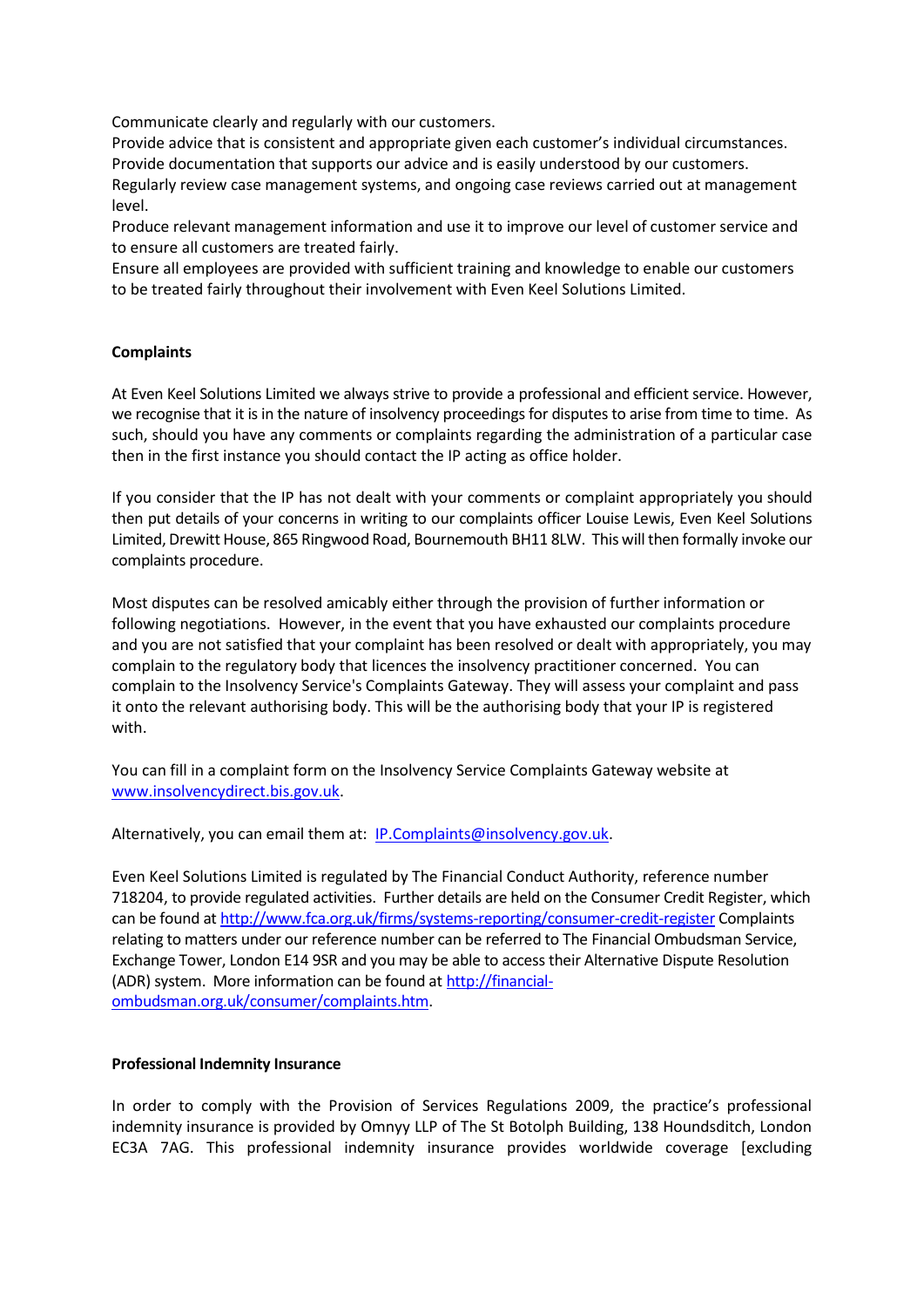Communicate clearly and regularly with our customers.
Provide advice that is consistent and appropriate given each customer's individual circumstances.
Provide documentation that supports our advice and is easily understood by our customers.
Regularly review case management systems, and ongoing case reviews carried out at management level.
Produce relevant management information and use it to improve our level of customer service and to ensure all customers are treated fairly.
Ensure all employees are provided with sufficient training and knowledge to enable our customers to be treated fairly throughout their involvement with Even Keel Solutions Limited.

**Complaints**

At Even Keel Solutions Limited we always strive to provide a professional and efficient service. However, we recognise that it is in the nature of insolvency proceedings for disputes to arise from time to time. As such, should you have any comments or complaints regarding the administration of a particular case then in the first instance you should contact the IP acting as office holder.

If you consider that the IP has not dealt with your comments or complaint appropriately you should then put details of your concerns in writing to our complaints officer Louise Lewis, Even Keel Solutions Limited, Drewitt House, 865 Ringwood Road, Bournemouth BH11 8LW. This will then formally invoke our complaints procedure.

Most disputes can be resolved amicably either through the provision of further information or following negotiations. However, in the event that you have exhausted our complaints procedure and you are not satisfied that your complaint has been resolved or dealt with appropriately, you may complain to the regulatory body that licences the insolvency practitioner concerned. You can complain to the Insolvency Service's Complaints Gateway. They will assess your complaint and pass it onto the relevant authorising body. This will be the authorising body that your IP is registered with.

You can fill in a complaint form on the Insolvency Service Complaints Gateway website at www.insolvencydirect.bis.gov.uk.

Alternatively, you can email them at: IP.Complaints@insolvency.gov.uk.

Even Keel Solutions Limited is regulated by The Financial Conduct Authority, reference number 718204, to provide regulated activities. Further details are held on the Consumer Credit Register, which can be found at http://www.fca.org.uk/firms/systems-reporting/consumer-credit-register Complaints relating to matters under our reference number can be referred to The Financial Ombudsman Service, Exchange Tower, London E14 9SR and you may be able to access their Alternative Dispute Resolution (ADR) system. More information can be found at http://financial-ombudsman.org.uk/consumer/complaints.htm.

**Professional Indemnity Insurance**

In order to comply with the Provision of Services Regulations 2009, the practice's professional indemnity insurance is provided by Omnyy LLP of The St Botolph Building, 138 Houndsditch, London EC3A 7AG. This professional indemnity insurance provides worldwide coverage [excluding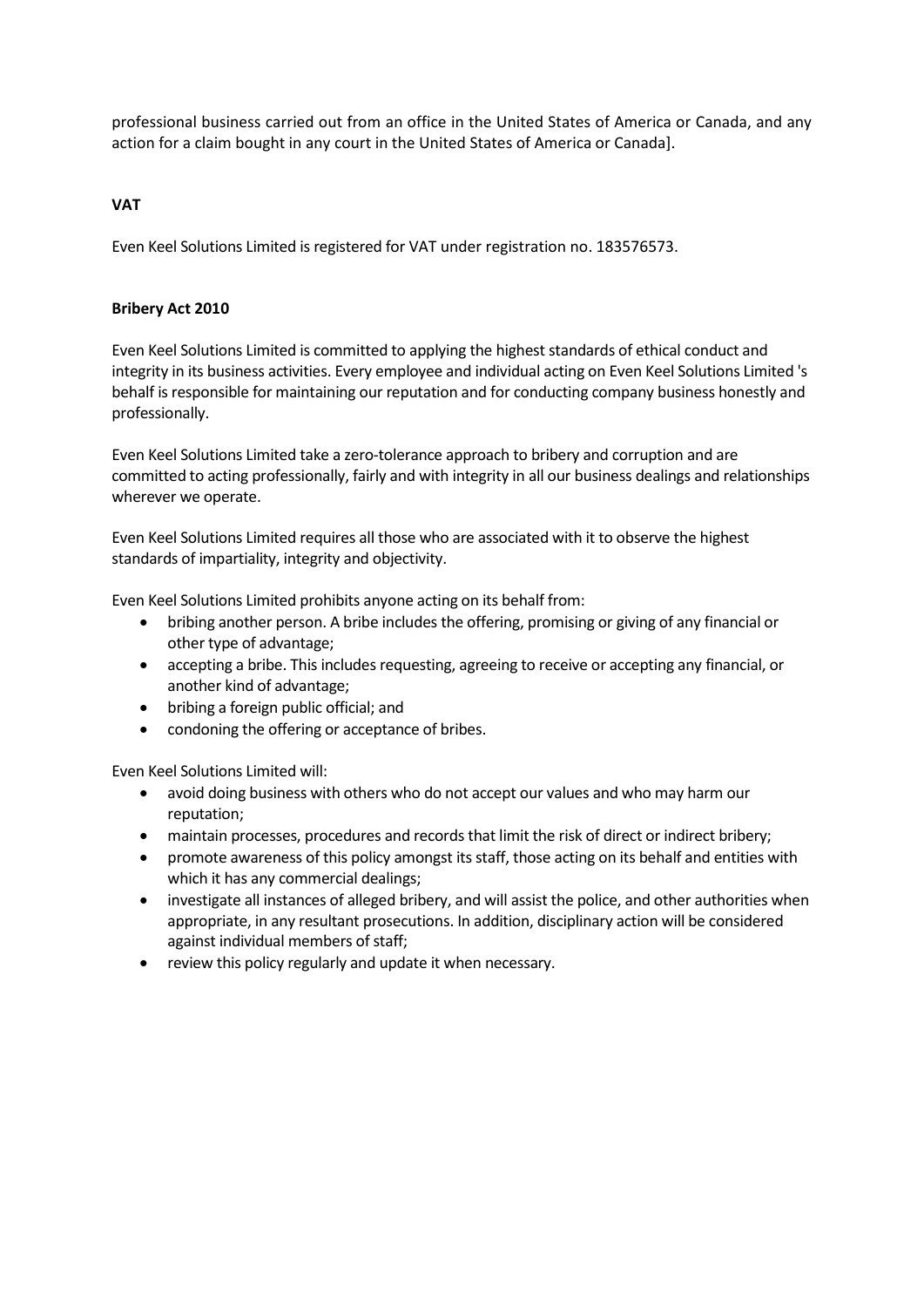professional business carried out from an office in the United States of America or Canada, and any action for a claim bought in any court in the United States of America or Canada].

**VAT**

Even Keel Solutions Limited is registered for VAT under registration no. 183576573.

**Bribery Act 2010**

Even Keel Solutions Limited is committed to applying the highest standards of ethical conduct and integrity in its business activities. Every employee and individual acting on Even Keel Solutions Limited 's behalf is responsible for maintaining our reputation and for conducting company business honestly and professionally.

Even Keel Solutions Limited take a zero-tolerance approach to bribery and corruption and are committed to acting professionally, fairly and with integrity in all our business dealings and relationships wherever we operate.

Even Keel Solutions Limited requires all those who are associated with it to observe the highest standards of impartiality, integrity and objectivity.

Even Keel Solutions Limited prohibits anyone acting on its behalf from:

- bribing another person. A bribe includes the offering, promising or giving of any financial or other type of advantage;
- accepting a bribe. This includes requesting, agreeing to receive or accepting any financial, or another kind of advantage;
- bribing a foreign public official; and
- condoning the offering or acceptance of bribes.

Even Keel Solutions Limited will:

- avoid doing business with others who do not accept our values and who may harm our reputation;
- maintain processes, procedures and records that limit the risk of direct or indirect bribery;
- promote awareness of this policy amongst its staff, those acting on its behalf and entities with which it has any commercial dealings;
- investigate all instances of alleged bribery, and will assist the police, and other authorities when appropriate, in any resultant prosecutions. In addition, disciplinary action will be considered against individual members of staff;
- review this policy regularly and update it when necessary.